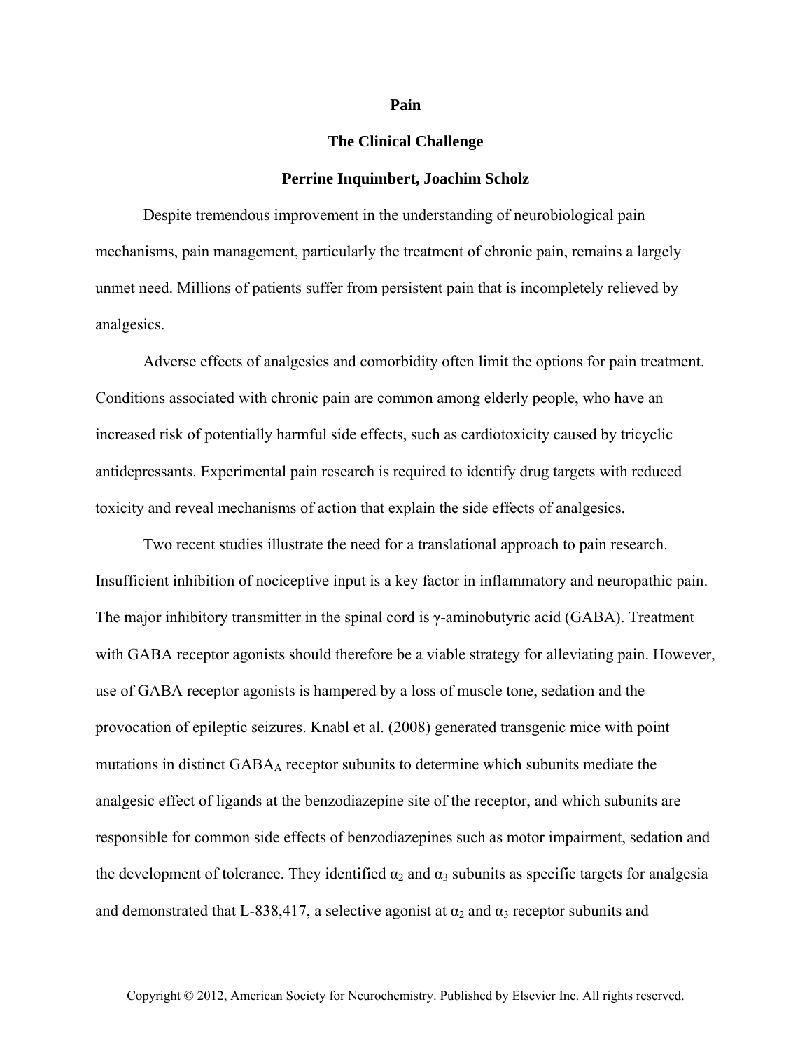# Pain

## The Clinical Challenge

**Perrine Inquimbert, Joachim Scholz**

Despite tremendous improvement in the understanding of neurobiological pain mechanisms, pain management, particularly the treatment of chronic pain, remains a largely unmet need. Millions of patients suffer from persistent pain that is incompletely relieved by analgesics.

Adverse effects of analgesics and comorbidity often limit the options for pain treatment. Conditions associated with chronic pain are common among elderly people, who have an increased risk of potentially harmful side effects, such as cardiotoxicity caused by tricyclic antidepressants. Experimental pain research is required to identify drug targets with reduced toxicity and reveal mechanisms of action that explain the side effects of analgesics.

Two recent studies illustrate the need for a translational approach to pain research. Insufficient inhibition of nociceptive input is a key factor in inflammatory and neuropathic pain. The major inhibitory transmitter in the spinal cord is γ-aminobutyric acid (GABA). Treatment with GABA receptor agonists should therefore be a viable strategy for alleviating pain. However, use of GABA receptor agonists is hampered by a loss of muscle tone, sedation and the provocation of epileptic seizures. Knabl et al. (2008) generated transgenic mice with point mutations in distinct $GABA_A$ receptor subunits to determine which subunits mediate the analgesic effect of ligands at the benzodiazepine site of the receptor, and which subunits are responsible for common side effects of benzodiazepines such as motor impairment, sedation and the development of tolerance. They identified $\alpha_2$ and $\alpha_3$ subunits as specific targets for analgesia and demonstrated that L-838,417, a selective agonist at $\alpha_2$ and $\alpha_3$ receptor subunits and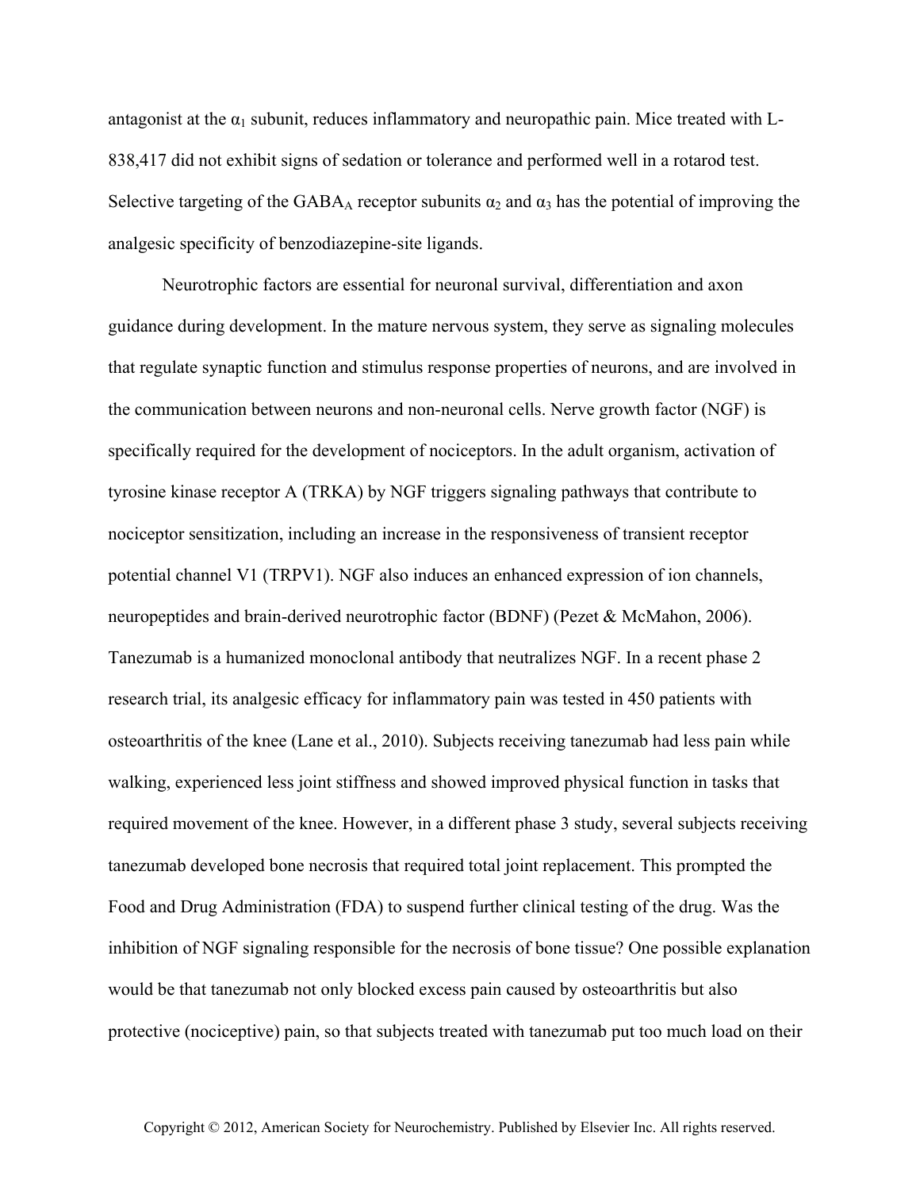antagonist at the $\alpha_1$ subunit, reduces inflammatory and neuropathic pain. Mice treated with L-838,417 did not exhibit signs of sedation or tolerance and performed well in a rotarod test. Selective targeting of the $GABA_A$ receptor subunits $\alpha_2$ and $\alpha_3$ has the potential of improving the analgesic specificity of benzodiazepine-site ligands.

Neurotrophic factors are essential for neuronal survival, differentiation and axon guidance during development. In the mature nervous system, they serve as signaling molecules that regulate synaptic function and stimulus response properties of neurons, and are involved in the communication between neurons and non-neuronal cells. Nerve growth factor (NGF) is specifically required for the development of nociceptors. In the adult organism, activation of tyrosine kinase receptor A (TRKA) by NGF triggers signaling pathways that contribute to nociceptor sensitization, including an increase in the responsiveness of transient receptor potential channel V1 (TRPV1). NGF also induces an enhanced expression of ion channels, neuropeptides and brain-derived neurotrophic factor (BDNF) (Pezet & McMahon, 2006). Tanezumab is a humanized monoclonal antibody that neutralizes NGF. In a recent phase 2 research trial, its analgesic efficacy for inflammatory pain was tested in 450 patients with osteoarthritis of the knee (Lane et al., 2010). Subjects receiving tanezumab had less pain while walking, experienced less joint stiffness and showed improved physical function in tasks that required movement of the knee. However, in a different phase 3 study, several subjects receiving tanezumab developed bone necrosis that required total joint replacement. This prompted the Food and Drug Administration (FDA) to suspend further clinical testing of the drug. Was the inhibition of NGF signaling responsible for the necrosis of bone tissue? One possible explanation would be that tanezumab not only blocked excess pain caused by osteoarthritis but also protective (nociceptive) pain, so that subjects treated with tanezumab put too much load on their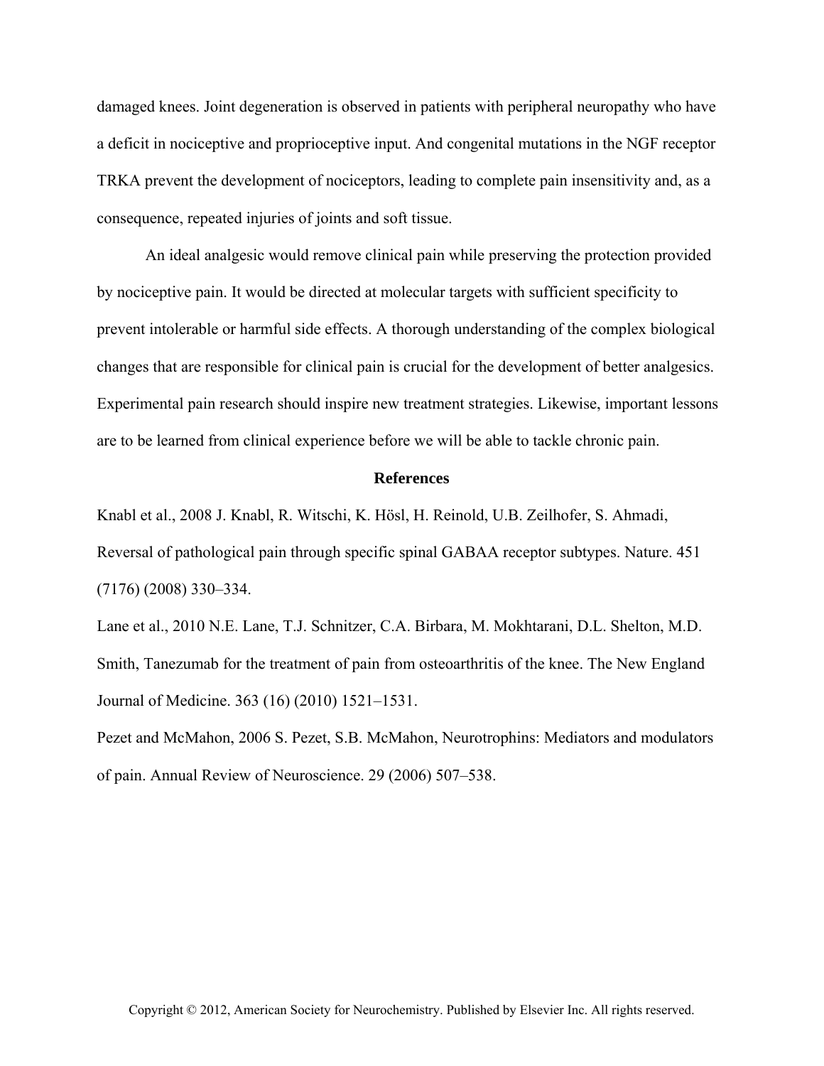damaged knees. Joint degeneration is observed in patients with peripheral neuropathy who have a deficit in nociceptive and proprioceptive input. And congenital mutations in the NGF receptor TRKA prevent the development of nociceptors, leading to complete pain insensitivity and, as a consequence, repeated injuries of joints and soft tissue.

An ideal analgesic would remove clinical pain while preserving the protection provided by nociceptive pain. It would be directed at molecular targets with sufficient specificity to prevent intolerable or harmful side effects. A thorough understanding of the complex biological changes that are responsible for clinical pain is crucial for the development of better analgesics. Experimental pain research should inspire new treatment strategies. Likewise, important lessons are to be learned from clinical experience before we will be able to tackle chronic pain.

## References

Knabl et al., 2008 J. Knabl, R. Witschi, K. Hösl, H. Reinold, U.B. Zeilhofer, S. Ahmadi, Reversal of pathological pain through specific spinal GABAA receptor subtypes. Nature. 451 (7176) (2008) 330–334.

Lane et al., 2010 N.E. Lane, T.J. Schnitzer, C.A. Birbara, M. Mokhtarani, D.L. Shelton, M.D. Smith, Tanezumab for the treatment of pain from osteoarthritis of the knee. The New England Journal of Medicine. 363 (16) (2010) 1521–1531.

Pezet and McMahon, 2006 S. Pezet, S.B. McMahon, Neurotrophins: Mediators and modulators of pain. Annual Review of Neuroscience. 29 (2006) 507–538.

Copyright © 2012, American Society for Neurochemistry. Published by Elsevier Inc. All rights reserved.